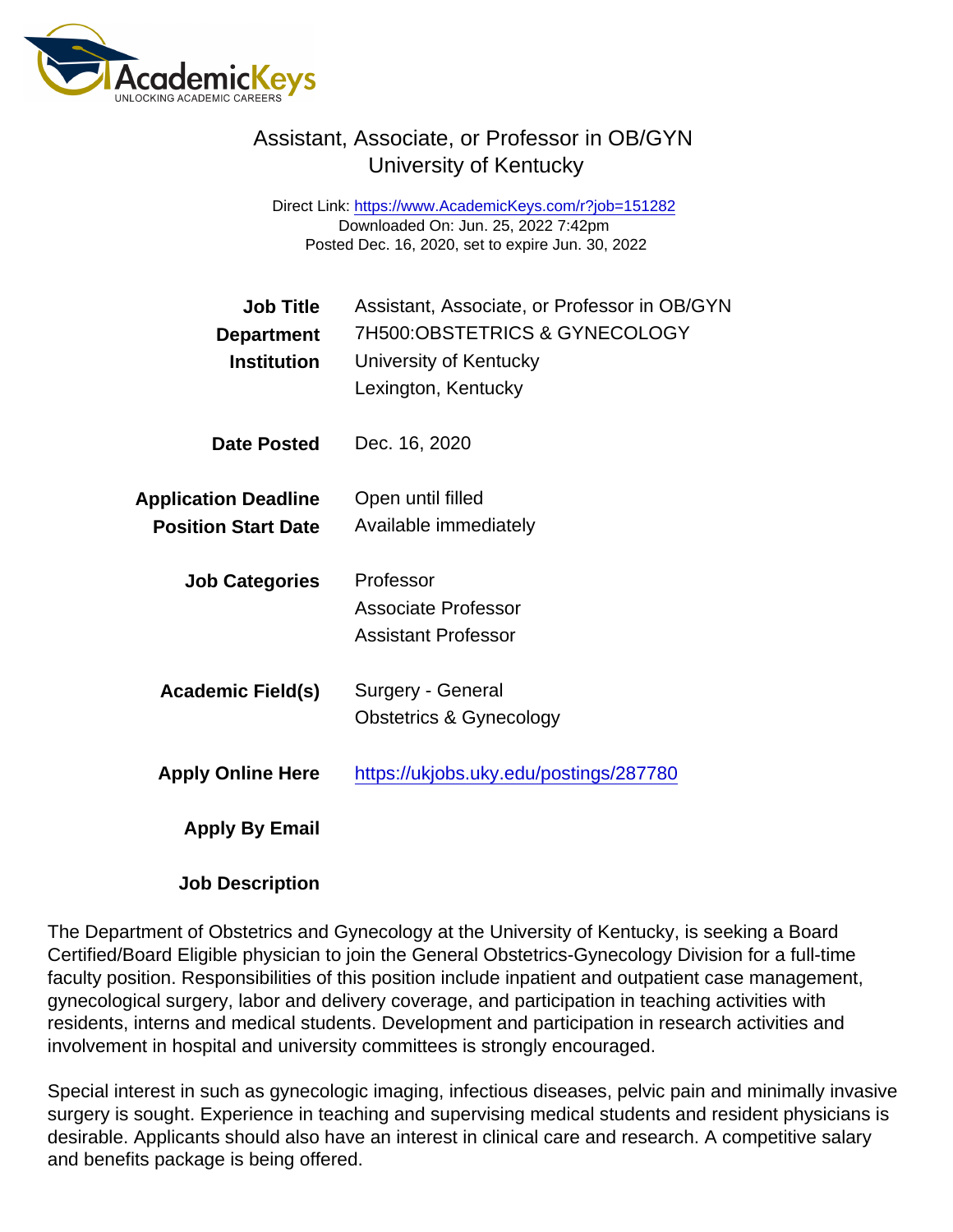# Assistant, Associate, or Professor in OB/GYN
## University of Kentucky

Direct Link: https://www.AcademicKeys.com/r?job=151282
Downloaded On: Jun. 25, 2022 7:42pm
Posted Dec. 16, 2020, set to expire Jun. 30, 2022

**Job Title** Assistant, Associate, or Professor in OB/GYN

**Department** 7H500:OBSTETRICS & GYNECOLOGY

**Institution** University of Kentucky
Lexington, Kentucky

**Date Posted** Dec. 16, 2020

**Application Deadline** Open until filled

**Position Start Date** Available immediately

**Job Categories** Professor
Associate Professor
Assistant Professor

**Academic Field(s)** Surgery - General
Obstetrics & Gynecology

**Apply Online Here** https://ukjobs.uky.edu/postings/287780

**Apply By Email**

**Job Description**

The Department of Obstetrics and Gynecology at the University of Kentucky, is seeking a Board Certified/Board Eligible physician to join the General Obstetrics-Gynecology Division for a full-time faculty position. Responsibilities of this position include inpatient and outpatient case management, gynecological surgery, labor and delivery coverage, and participation in teaching activities with residents, interns and medical students. Development and participation in research activities and involvement in hospital and university committees is strongly encouraged.

Special interest in such as gynecologic imaging, infectious diseases, pelvic pain and minimally invasive surgery is sought. Experience in teaching and supervising medical students and resident physicians is desirable. Applicants should also have an interest in clinical care and research. A competitive salary and benefits package is being offered.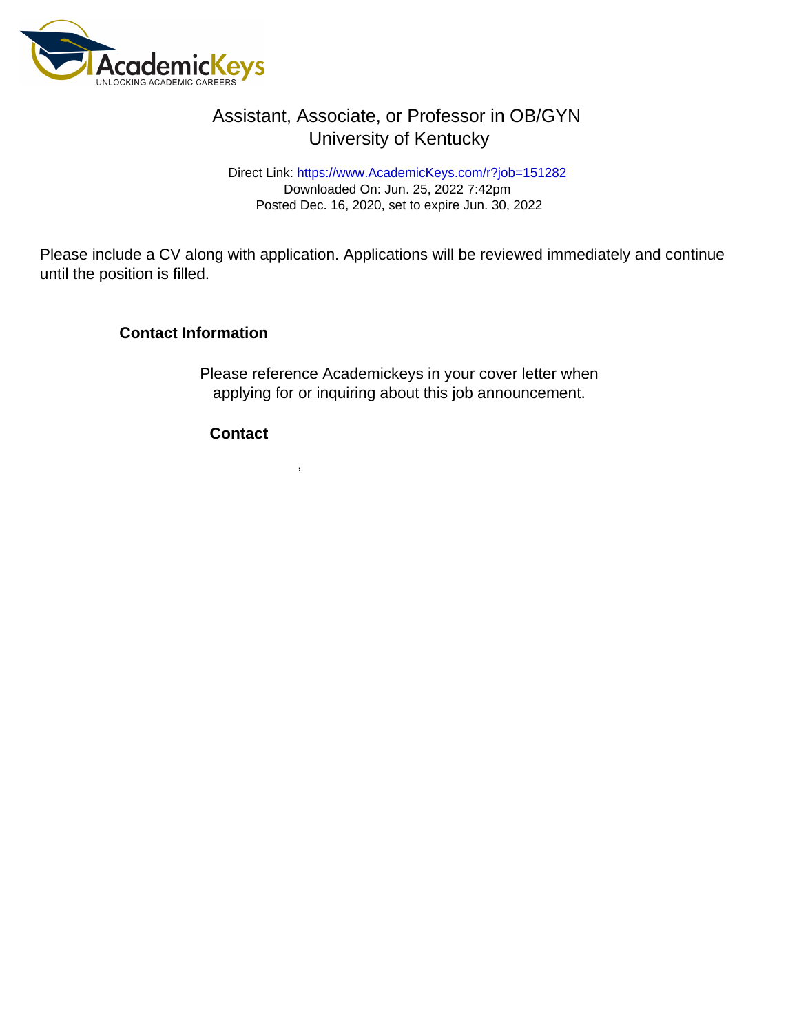Please include a CV along with application. Applications will be reviewed immediately and continue until the position is filled.

### Contact Information

Please reference Academickeys in your cover letter when applying for or inquiring about this job announcement.

**Contact**

,